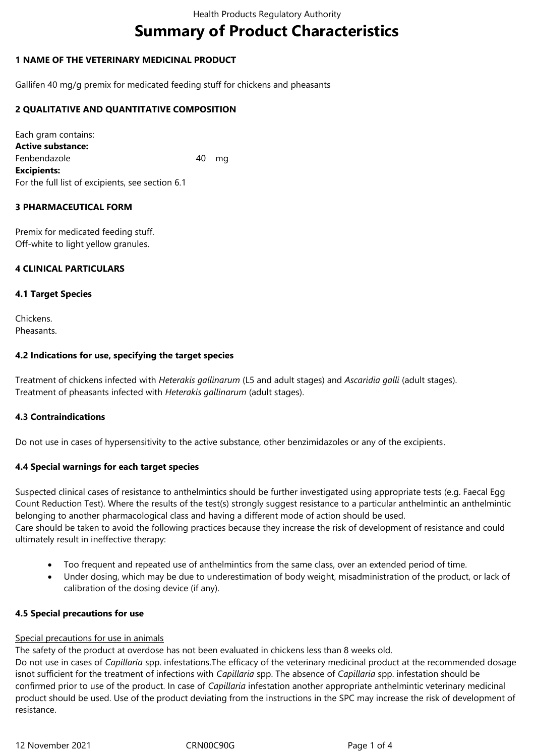# Summary of Product Characteristics

## 1 NAME OF THE VETERINARY MEDICINAL PRODUCT

Gallifen 40 mg/g premix for medicated feeding stuff for chickens and pheasants

## 2 QUALITATIVE AND QUANTITATIVE COMPOSITION

Each gram contains:

**Active substance:**

| | |
|---|---|
| Fenbendazole | 40 mg |

**Excipients:**

For the full list of excipients, see section 6.1

## 3 PHARMACEUTICAL FORM

Premix for medicated feeding stuff.
Off-white to light yellow granules.

## 4 CLINICAL PARTICULARS

### 4.1 Target Species

Chickens.
Pheasants.

### 4.2 Indications for use, specifying the target species

Treatment of chickens infected with *Heterakis gallinarum* (L5 and adult stages) and *Ascaridia galli* (adult stages).
Treatment of pheasants infected with *Heterakis gallinarum* (adult stages).

### 4.3 Contraindications

Do not use in cases of hypersensitivity to the active substance, other benzimidazoles or any of the excipients.

### 4.4 Special warnings for each target species

Suspected clinical cases of resistance to anthelmintics should be further investigated using appropriate tests (e.g. Faecal Egg Count Reduction Test). Where the results of the test(s) strongly suggest resistance to a particular anthelmintic an anthelmintic belonging to another pharmacological class and having a different mode of action should be used.
Care should be taken to avoid the following practices because they increase the risk of development of resistance and could ultimately result in ineffective therapy:

- Too frequent and repeated use of anthelmintics from the same class, over an extended period of time.
- Under dosing, which may be due to underestimation of body weight, misadministration of the product, or lack of calibration of the dosing device (if any).

### 4.5 Special precautions for use

Special precautions for use in animals

The safety of the product at overdose has not been evaluated in chickens less than 8 weeks old.
Do not use in cases of *Capillaria* spp. infestations.The efficacy of the veterinary medicinal product at the recommended dosage isnot sufficient for the treatment of infections with *Capillaria* spp. The absence of *Capillaria* spp. infestation should be confirmed prior to use of the product. In case of *Capillaria* infestation another appropriate anthelmintic veterinary medicinal product should be used. Use of the product deviating from the instructions in the SPC may increase the risk of development of resistance.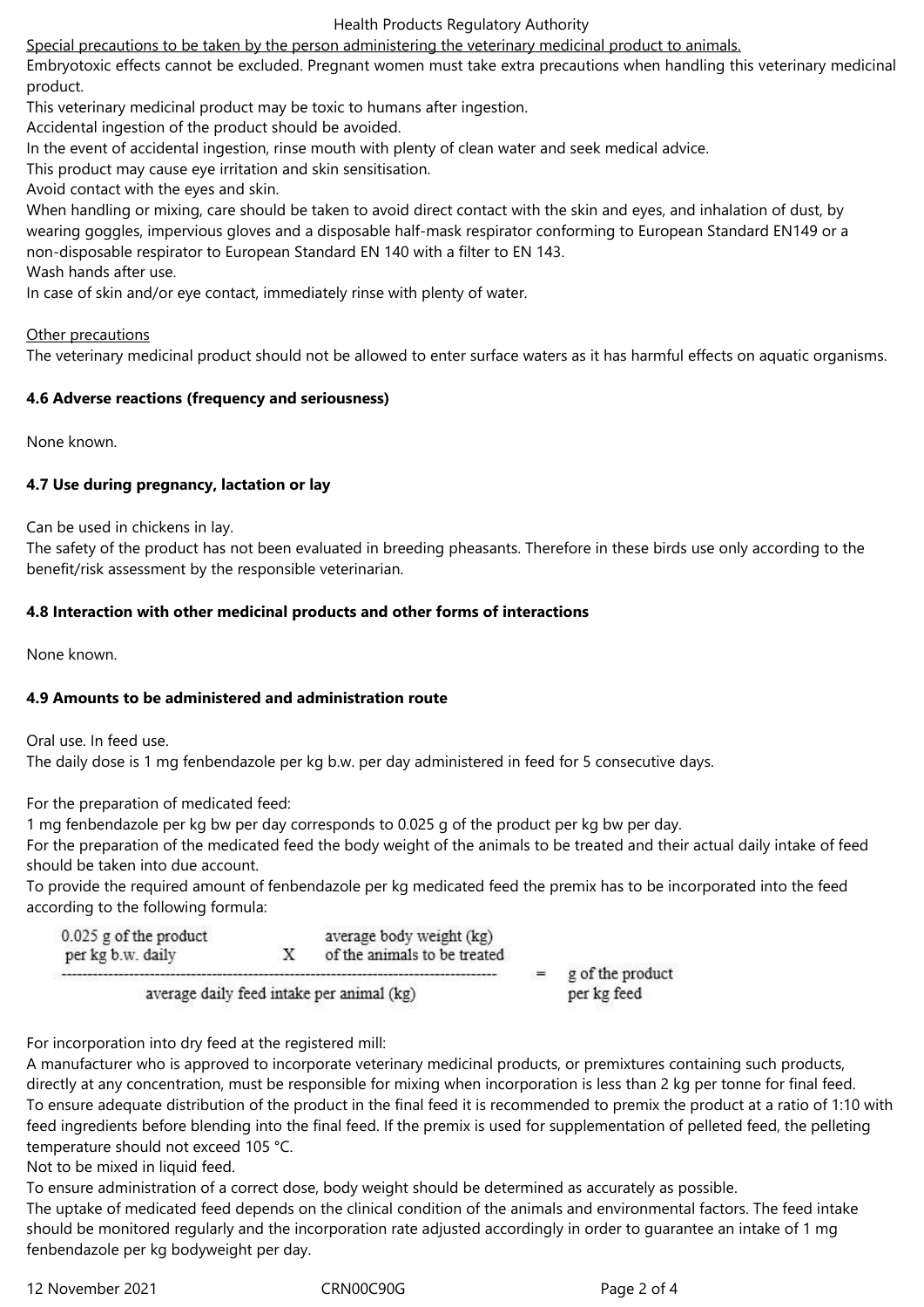Special precautions to be taken by the person administering the veterinary medicinal product to animals.

Embryotoxic effects cannot be excluded. Pregnant women must take extra precautions when handling this veterinary medicinal product.

This veterinary medicinal product may be toxic to humans after ingestion.

Accidental ingestion of the product should be avoided.

In the event of accidental ingestion, rinse mouth with plenty of clean water and seek medical advice.

This product may cause eye irritation and skin sensitisation.

Avoid contact with the eyes and skin.

When handling or mixing, care should be taken to avoid direct contact with the skin and eyes, and inhalation of dust, by wearing goggles, impervious gloves and a disposable half-mask respirator conforming to European Standard EN149 or a non-disposable respirator to European Standard EN 140 with a filter to EN 143.

Wash hands after use.

In case of skin and/or eye contact, immediately rinse with plenty of water.

Other precautions

The veterinary medicinal product should not be allowed to enter surface waters as it has harmful effects on aquatic organisms.

**4.6 Adverse reactions (frequency and seriousness)**

None known.

**4.7 Use during pregnancy, lactation or lay**

Can be used in chickens in lay.

The safety of the product has not been evaluated in breeding pheasants. Therefore in these birds use only according to the benefit/risk assessment by the responsible veterinarian.

**4.8 Interaction with other medicinal products and other forms of interactions**

None known.

**4.9 Amounts to be administered and administration route**

Oral use. In feed use.

The daily dose is 1 mg fenbendazole per kg b.w. per day administered in feed for 5 consecutive days.

For the preparation of medicated feed:

1 mg fenbendazole per kg bw per day corresponds to 0.025 g of the product per kg bw per day.

For the preparation of the medicated feed the body weight of the animals to be treated and their actual daily intake of feed should be taken into due account.

To provide the required amount of fenbendazole per kg medicated feed the premix has to be incorporated into the feed according to the following formula:

$$\frac{0.025 \text{ g of the product per kg b.w. daily} \times \text{average body weight (kg) of the animals to be treated}}{\text{average daily feed intake per animal (kg)}} = \text{g of the product per kg feed}$$

For incorporation into dry feed at the registered mill:

A manufacturer who is approved to incorporate veterinary medicinal products, or premixtures containing such products, directly at any concentration, must be responsible for mixing when incorporation is less than 2 kg per tonne for final feed.

To ensure adequate distribution of the product in the final feed it is recommended to premix the product at a ratio of 1:10 with feed ingredients before blending into the final feed. If the premix is used for supplementation of pelleted feed, the pelleting temperature should not exceed 105 °C.

Not to be mixed in liquid feed.

To ensure administration of a correct dose, body weight should be determined as accurately as possible.

The uptake of medicated feed depends on the clinical condition of the animals and environmental factors. The feed intake should be monitored regularly and the incorporation rate adjusted accordingly in order to guarantee an intake of 1 mg fenbendazole per kg bodyweight per day.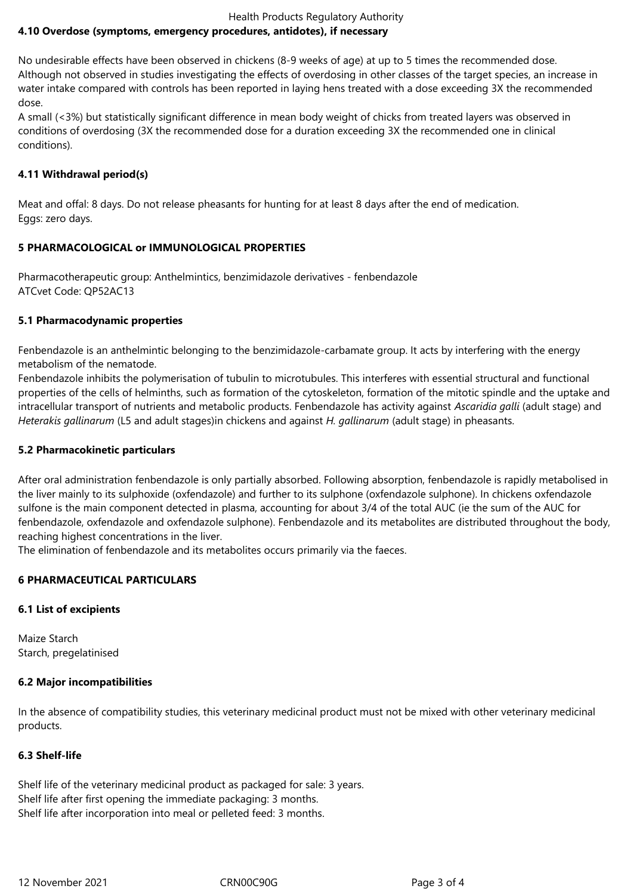### 4.10 Overdose (symptoms, emergency procedures, antidotes), if necessary

No undesirable effects have been observed in chickens (8-9 weeks of age) at up to 5 times the recommended dose.
Although not observed in studies investigating the effects of overdosing in other classes of the target species, an increase in water intake compared with controls has been reported in laying hens treated with a dose exceeding 3X the recommended dose.
A small (<3%) but statistically significant difference in mean body weight of chicks from treated layers was observed in conditions of overdosing (3X the recommended dose for a duration exceeding 3X the recommended one in clinical conditions).

### 4.11 Withdrawal period(s)

Meat and offal: 8 days. Do not release pheasants for hunting for at least 8 days after the end of medication.
Eggs: zero days.

## 5 PHARMACOLOGICAL or IMMUNOLOGICAL PROPERTIES

Pharmacotherapeutic group: Anthelmintics, benzimidazole derivatives - fenbendazole
ATCvet Code: QP52AC13

### 5.1 Pharmacodynamic properties

Fenbendazole is an anthelmintic belonging to the benzimidazole-carbamate group. It acts by interfering with the energy metabolism of the nematode.
Fenbendazole inhibits the polymerisation of tubulin to microtubules. This interferes with essential structural and functional properties of the cells of helminths, such as formation of the cytoskeleton, formation of the mitotic spindle and the uptake and intracellular transport of nutrients and metabolic products. Fenbendazole has activity against *Ascaridia galli* (adult stage) and *Heterakis gallinarum* (L5 and adult stages)in chickens and against *H. gallinarum* (adult stage) in pheasants.

### 5.2 Pharmacokinetic particulars

After oral administration fenbendazole is only partially absorbed. Following absorption, fenbendazole is rapidly metabolised in the liver mainly to its sulphoxide (oxfendazole) and further to its sulphone (oxfendazole sulphone). In chickens oxfendazole sulfone is the main component detected in plasma, accounting for about 3/4 of the total AUC (ie the sum of the AUC for fenbendazole, oxfendazole and oxfendazole sulphone). Fenbendazole and its metabolites are distributed throughout the body, reaching highest concentrations in the liver.
The elimination of fenbendazole and its metabolites occurs primarily via the faeces.

## 6 PHARMACEUTICAL PARTICULARS

### 6.1 List of excipients

Maize Starch
Starch, pregelatinised

### 6.2 Major incompatibilities

In the absence of compatibility studies, this veterinary medicinal product must not be mixed with other veterinary medicinal products.

### 6.3 Shelf-life

Shelf life of the veterinary medicinal product as packaged for sale: 3 years.
Shelf life after first opening the immediate packaging: 3 months.
Shelf life after incorporation into meal or pelleted feed: 3 months.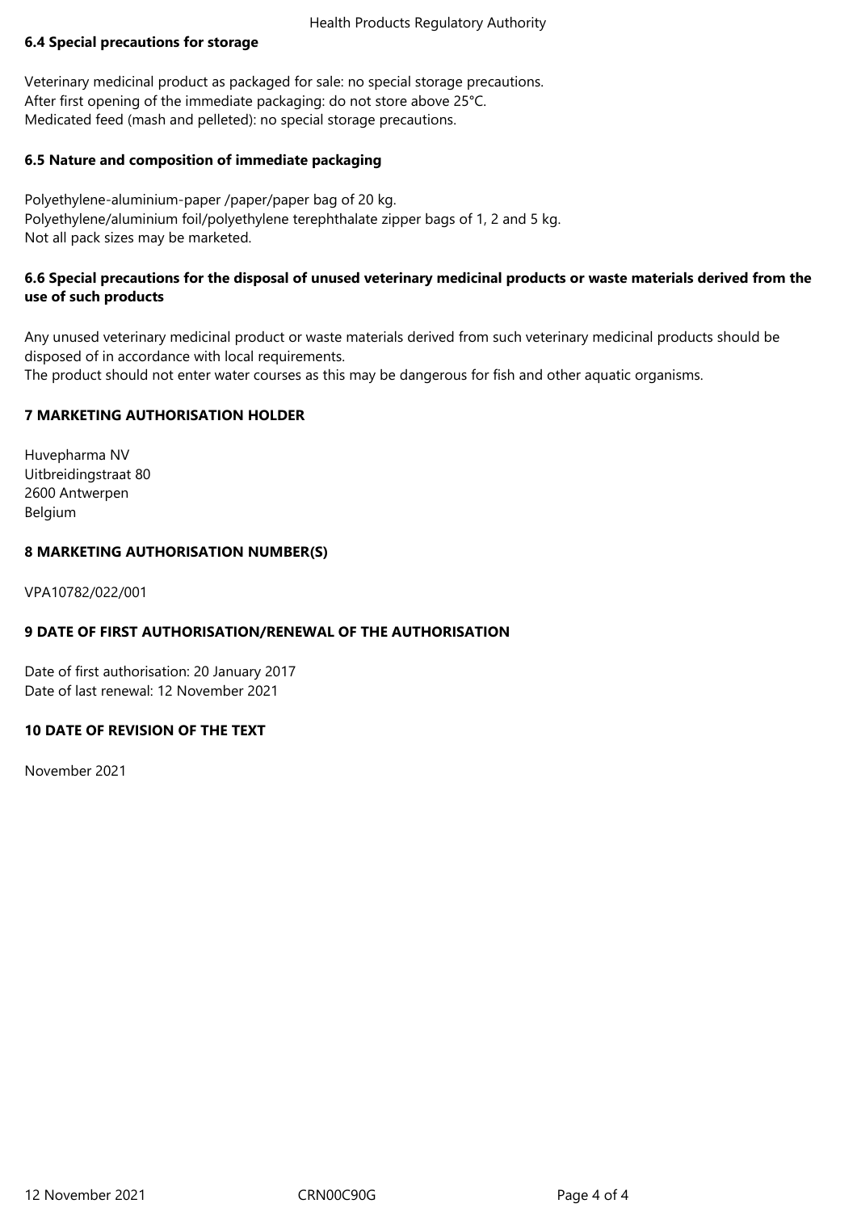### 6.4 Special precautions for storage

Veterinary medicinal product as packaged for sale: no special storage precautions.
After first opening of the immediate packaging: do not store above 25°C.
Medicated feed (mash and pelleted): no special storage precautions.

### 6.5 Nature and composition of immediate packaging

Polyethylene-aluminium-paper /paper/paper bag of 20 kg.
Polyethylene/aluminium foil/polyethylene terephthalate zipper bags of 1, 2 and 5 kg.
Not all pack sizes may be marketed.

### 6.6 Special precautions for the disposal of unused veterinary medicinal products or waste materials derived from the use of such products

Any unused veterinary medicinal product or waste materials derived from such veterinary medicinal products should be disposed of in accordance with local requirements.
The product should not enter water courses as this may be dangerous for fish and other aquatic organisms.

## 7 MARKETING AUTHORISATION HOLDER

Huvepharma NV
Uitbreidingstraat 80
2600 Antwerpen
Belgium

## 8 MARKETING AUTHORISATION NUMBER(S)

VPA10782/022/001

## 9 DATE OF FIRST AUTHORISATION/RENEWAL OF THE AUTHORISATION

Date of first authorisation: 20 January 2017
Date of last renewal: 12 November 2021

## 10 DATE OF REVISION OF THE TEXT

November 2021